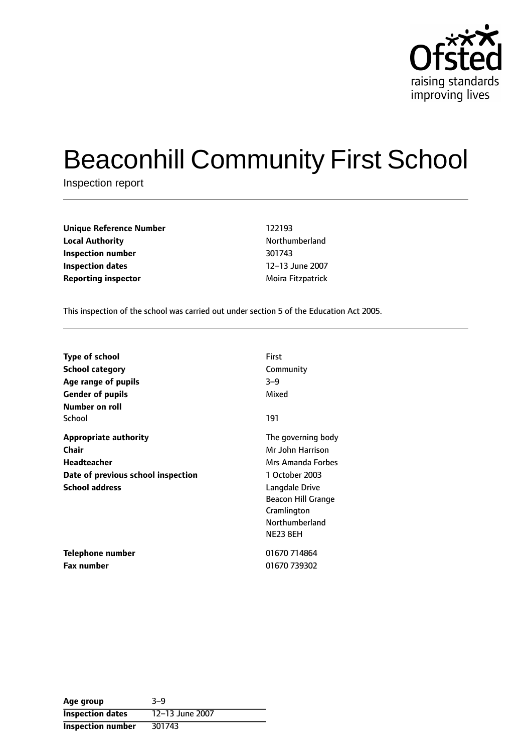# Beaconhill Community First School

Inspection report

| | |
|---|---|
| **Unique Reference Number** | 122193 |
| **Local Authority** | Northumberland |
| **Inspection number** | 301743 |
| **Inspection dates** | 12–13 June 2007 |
| **Reporting inspector** | Moira Fitzpatrick |

This inspection of the school was carried out under section 5 of the Education Act 2005.

| | |
|---|---|
| **Type of school** | First |
| **School category** | Community |
| **Age range of pupils** | 3–9 |
| **Gender of pupils** | Mixed |
| **Number on roll** | |
| School | 191 |
| **Appropriate authority** | The governing body |
| **Chair** | Mr John Harrison |
| **Headteacher** | Mrs Amanda Forbes |
| **Date of previous school inspection** | 1 October 2003 |
| **School address** | Langdale Drive<br>Beacon Hill Grange<br>Cramlington<br>Northumberland<br>NE23 8EH |
| **Telephone number** | 01670 714864 |
| **Fax number** | 01670 739302 |

| **Age group** | 3–9 |
|---|---|
| **Inspection dates** | 12–13 June 2007 |
| **Inspection number** | 301743 |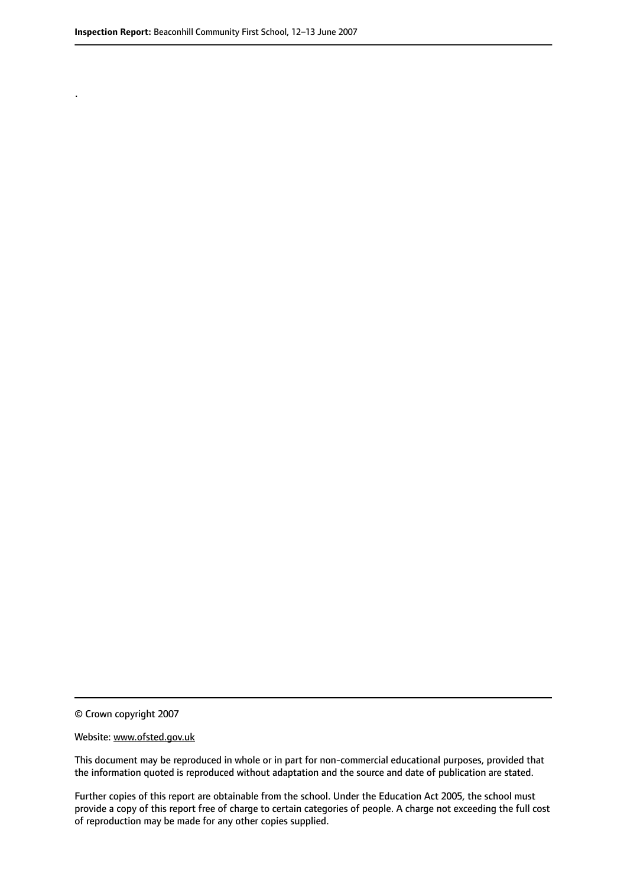.

© Crown copyright 2007

Website: www.ofsted.gov.uk

This document may be reproduced in whole or in part for non-commercial educational purposes, provided that the information quoted is reproduced without adaptation and the source and date of publication are stated.

Further copies of this report are obtainable from the school. Under the Education Act 2005, the school must provide a copy of this report free of charge to certain categories of people. A charge not exceeding the full cost of reproduction may be made for any other copies supplied.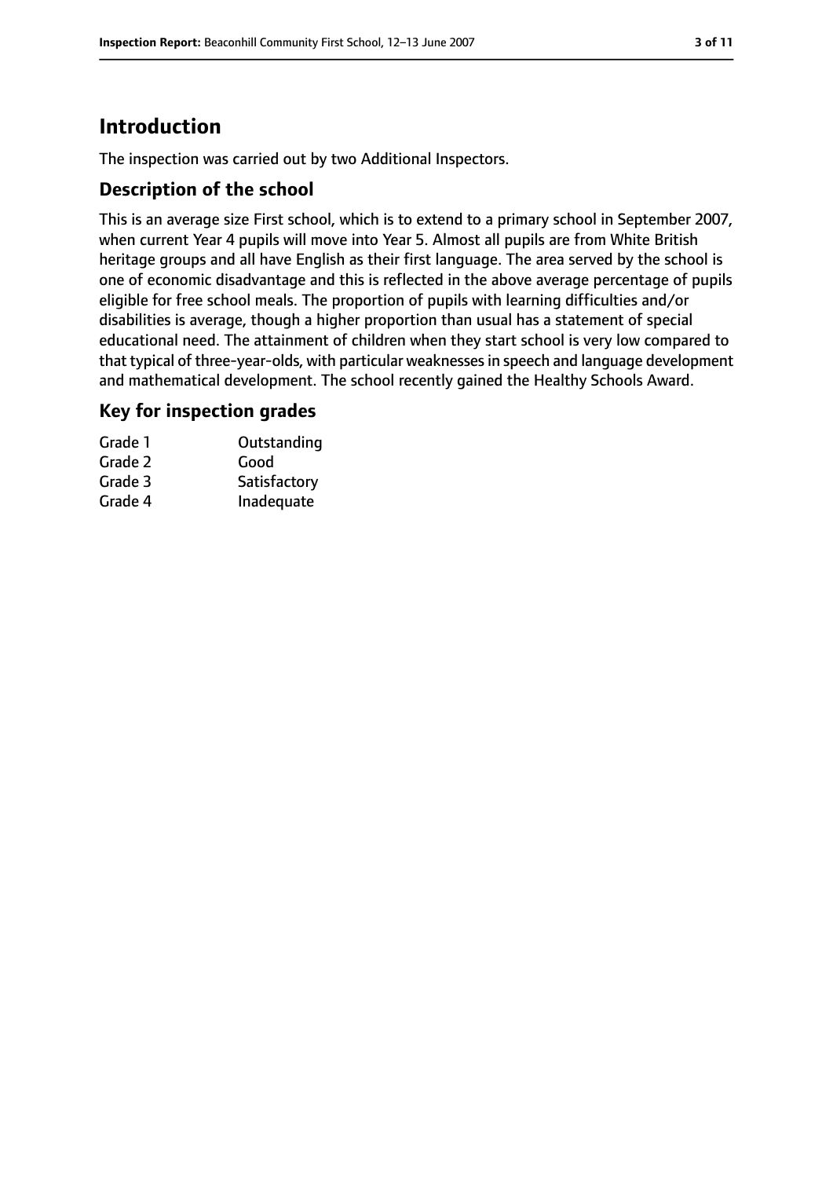# Introduction

The inspection was carried out by two Additional Inspectors.

## Description of the school

This is an average size First school, which is to extend to a primary school in September 2007, when current Year 4 pupils will move into Year 5. Almost all pupils are from White British heritage groups and all have English as their first language. The area served by the school is one of economic disadvantage and this is reflected in the above average percentage of pupils eligible for free school meals. The proportion of pupils with learning difficulties and/or disabilities is average, though a higher proportion than usual has a statement of special educational need. The attainment of children when they start school is very low compared to that typical of three-year-olds, with particular weaknesses in speech and language development and mathematical development. The school recently gained the Healthy Schools Award.

## Key for inspection grades

| | |
|---|---|
| Grade 1 | Outstanding |
| Grade 2 | Good |
| Grade 3 | Satisfactory |
| Grade 4 | Inadequate |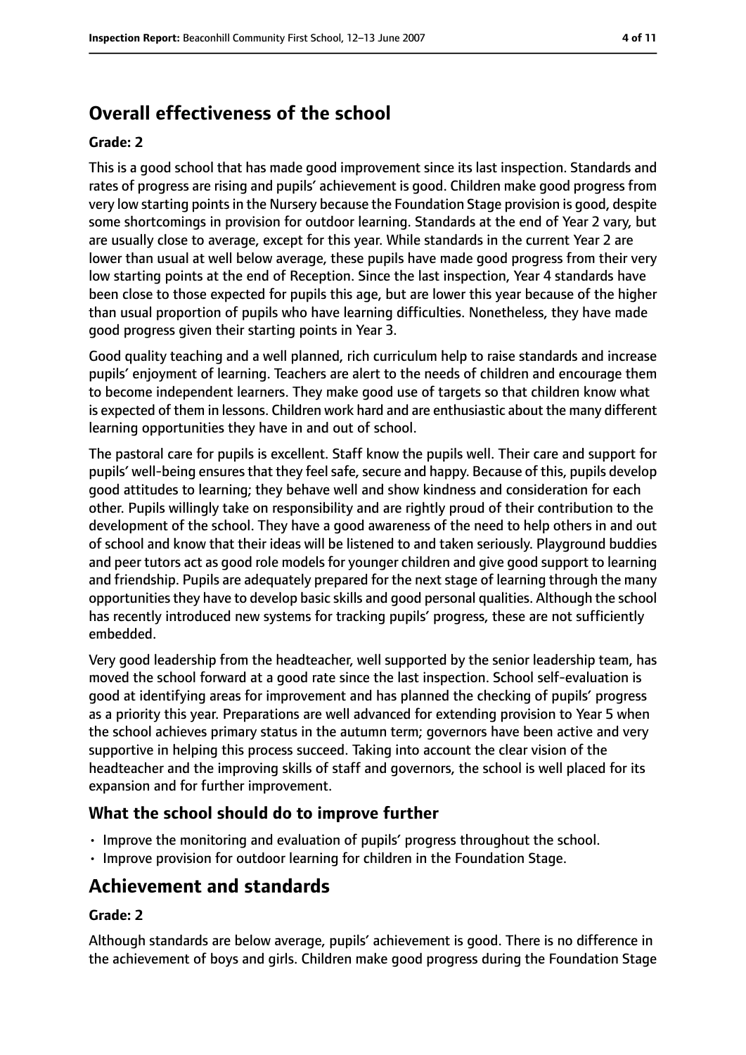## Overall effectiveness of the school

### Grade: 2

This is a good school that has made good improvement since its last inspection. Standards and rates of progress are rising and pupils' achievement is good. Children make good progress from very low starting points in the Nursery because the Foundation Stage provision is good, despite some shortcomings in provision for outdoor learning. Standards at the end of Year 2 vary, but are usually close to average, except for this year. While standards in the current Year 2 are lower than usual at well below average, these pupils have made good progress from their very low starting points at the end of Reception. Since the last inspection, Year 4 standards have been close to those expected for pupils this age, but are lower this year because of the higher than usual proportion of pupils who have learning difficulties. Nonetheless, they have made good progress given their starting points in Year 3.

Good quality teaching and a well planned, rich curriculum help to raise standards and increase pupils' enjoyment of learning. Teachers are alert to the needs of children and encourage them to become independent learners. They make good use of targets so that children know what is expected of them in lessons. Children work hard and are enthusiastic about the many different learning opportunities they have in and out of school.

The pastoral care for pupils is excellent. Staff know the pupils well. Their care and support for pupils' well-being ensures that they feel safe, secure and happy. Because of this, pupils develop good attitudes to learning; they behave well and show kindness and consideration for each other. Pupils willingly take on responsibility and are rightly proud of their contribution to the development of the school. They have a good awareness of the need to help others in and out of school and know that their ideas will be listened to and taken seriously. Playground buddies and peer tutors act as good role models for younger children and give good support to learning and friendship. Pupils are adequately prepared for the next stage of learning through the many opportunities they have to develop basic skills and good personal qualities. Although the school has recently introduced new systems for tracking pupils' progress, these are not sufficiently embedded.

Very good leadership from the headteacher, well supported by the senior leadership team, has moved the school forward at a good rate since the last inspection. School self-evaluation is good at identifying areas for improvement and has planned the checking of pupils' progress as a priority this year. Preparations are well advanced for extending provision to Year 5 when the school achieves primary status in the autumn term; governors have been active and very supportive in helping this process succeed. Taking into account the clear vision of the headteacher and the improving skills of staff and governors, the school is well placed for its expansion and for further improvement.

### What the school should do to improve further

- Improve the monitoring and evaluation of pupils' progress throughout the school.
- Improve provision for outdoor learning for children in the Foundation Stage.

## Achievement and standards

### Grade: 2

Although standards are below average, pupils' achievement is good. There is no difference in the achievement of boys and girls. Children make good progress during the Foundation Stage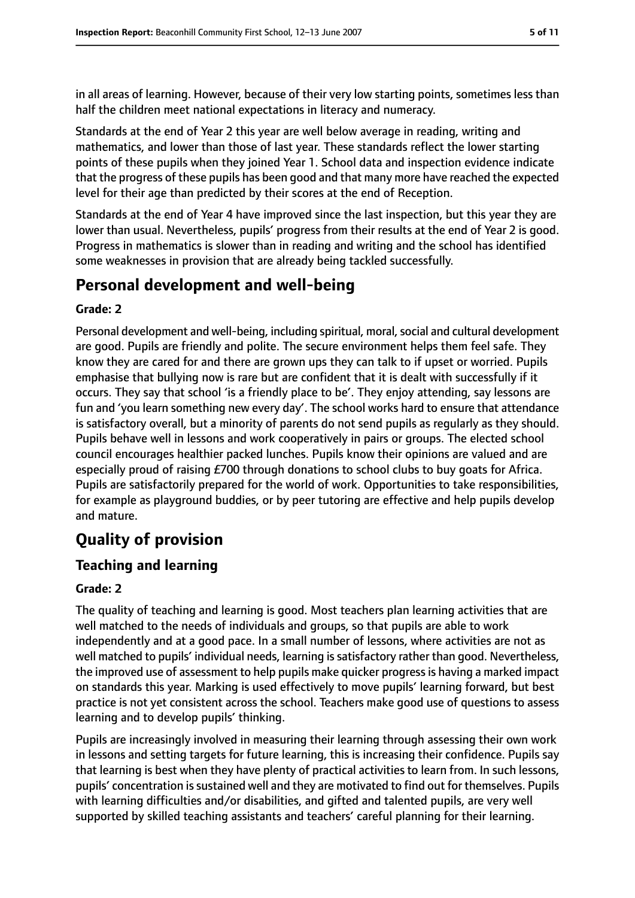in all areas of learning. However, because of their very low starting points, sometimes less than half the children meet national expectations in literacy and numeracy.

Standards at the end of Year 2 this year are well below average in reading, writing and mathematics, and lower than those of last year. These standards reflect the lower starting points of these pupils when they joined Year 1. School data and inspection evidence indicate that the progress of these pupils has been good and that many more have reached the expected level for their age than predicted by their scores at the end of Reception.

Standards at the end of Year 4 have improved since the last inspection, but this year they are lower than usual. Nevertheless, pupils' progress from their results at the end of Year 2 is good. Progress in mathematics is slower than in reading and writing and the school has identified some weaknesses in provision that are already being tackled successfully.

## Personal development and well-being

#### Grade: 2

Personal development and well-being, including spiritual, moral, social and cultural development are good. Pupils are friendly and polite. The secure environment helps them feel safe. They know they are cared for and there are grown ups they can talk to if upset or worried. Pupils emphasise that bullying now is rare but are confident that it is dealt with successfully if it occurs. They say that school 'is a friendly place to be'. They enjoy attending, say lessons are fun and 'you learn something new every day'. The school works hard to ensure that attendance is satisfactory overall, but a minority of parents do not send pupils as regularly as they should. Pupils behave well in lessons and work cooperatively in pairs or groups. The elected school council encourages healthier packed lunches. Pupils know their opinions are valued and are especially proud of raising £700 through donations to school clubs to buy goats for Africa. Pupils are satisfactorily prepared for the world of work. Opportunities to take responsibilities, for example as playground buddies, or by peer tutoring are effective and help pupils develop and mature.

# Quality of provision

## Teaching and learning

#### Grade: 2

The quality of teaching and learning is good. Most teachers plan learning activities that are well matched to the needs of individuals and groups, so that pupils are able to work independently and at a good pace. In a small number of lessons, where activities are not as well matched to pupils' individual needs, learning is satisfactory rather than good. Nevertheless, the improved use of assessment to help pupils make quicker progress is having a marked impact on standards this year. Marking is used effectively to move pupils' learning forward, but best practice is not yet consistent across the school. Teachers make good use of questions to assess learning and to develop pupils' thinking.

Pupils are increasingly involved in measuring their learning through assessing their own work in lessons and setting targets for future learning, this is increasing their confidence. Pupils say that learning is best when they have plenty of practical activities to learn from. In such lessons, pupils' concentration is sustained well and they are motivated to find out for themselves. Pupils with learning difficulties and/or disabilities, and gifted and talented pupils, are very well supported by skilled teaching assistants and teachers' careful planning for their learning.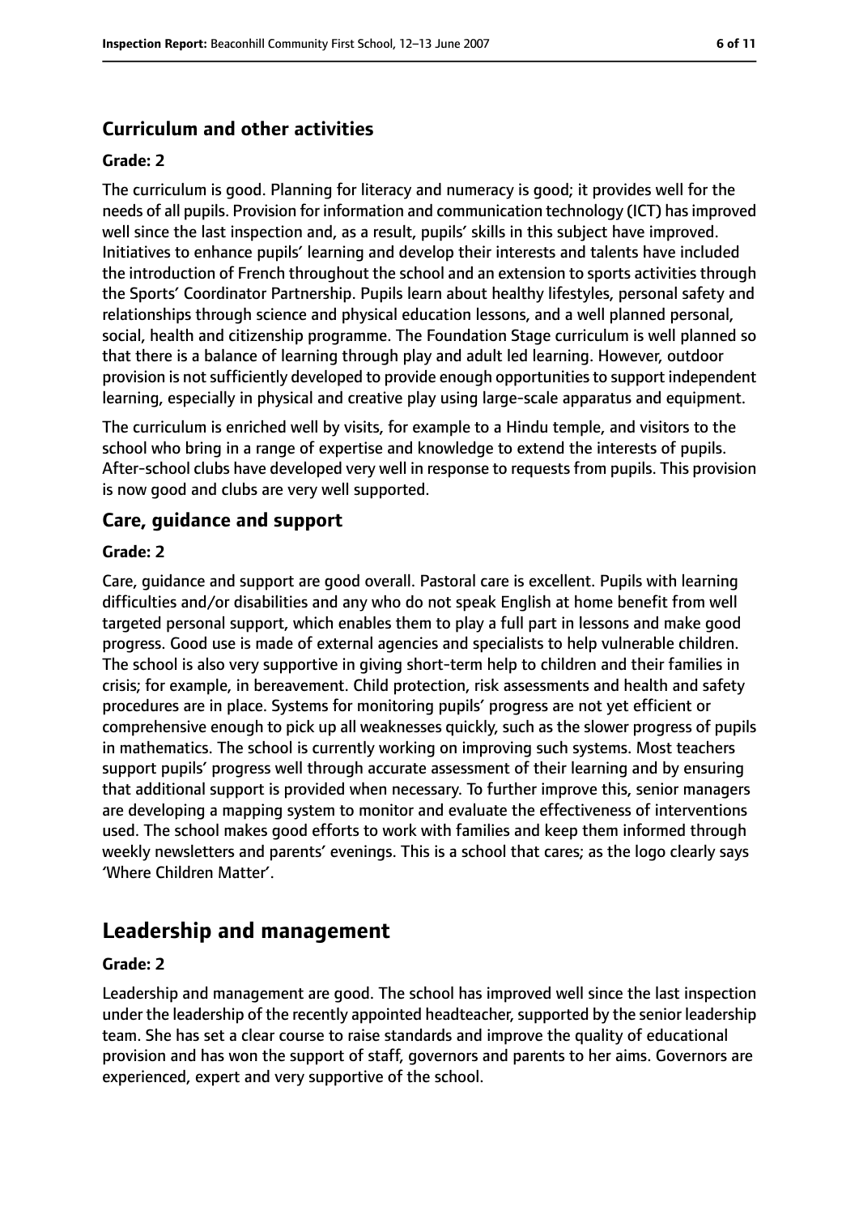### Curriculum and other activities

#### Grade: 2

The curriculum is good. Planning for literacy and numeracy is good; it provides well for the needs of all pupils. Provision for information and communication technology (ICT) has improved well since the last inspection and, as a result, pupils' skills in this subject have improved. Initiatives to enhance pupils' learning and develop their interests and talents have included the introduction of French throughout the school and an extension to sports activities through the Sports' Coordinator Partnership. Pupils learn about healthy lifestyles, personal safety and relationships through science and physical education lessons, and a well planned personal, social, health and citizenship programme. The Foundation Stage curriculum is well planned so that there is a balance of learning through play and adult led learning. However, outdoor provision is not sufficiently developed to provide enough opportunities to support independent learning, especially in physical and creative play using large-scale apparatus and equipment.

The curriculum is enriched well by visits, for example to a Hindu temple, and visitors to the school who bring in a range of expertise and knowledge to extend the interests of pupils. After-school clubs have developed very well in response to requests from pupils. This provision is now good and clubs are very well supported.

### Care, guidance and support

#### Grade: 2

Care, guidance and support are good overall. Pastoral care is excellent. Pupils with learning difficulties and/or disabilities and any who do not speak English at home benefit from well targeted personal support, which enables them to play a full part in lessons and make good progress. Good use is made of external agencies and specialists to help vulnerable children. The school is also very supportive in giving short-term help to children and their families in crisis; for example, in bereavement. Child protection, risk assessments and health and safety procedures are in place. Systems for monitoring pupils' progress are not yet efficient or comprehensive enough to pick up all weaknesses quickly, such as the slower progress of pupils in mathematics. The school is currently working on improving such systems. Most teachers support pupils' progress well through accurate assessment of their learning and by ensuring that additional support is provided when necessary. To further improve this, senior managers are developing a mapping system to monitor and evaluate the effectiveness of interventions used. The school makes good efforts to work with families and keep them informed through weekly newsletters and parents' evenings. This is a school that cares; as the logo clearly says 'Where Children Matter'.

## Leadership and management

#### Grade: 2

Leadership and management are good. The school has improved well since the last inspection under the leadership of the recently appointed headteacher, supported by the senior leadership team. She has set a clear course to raise standards and improve the quality of educational provision and has won the support of staff, governors and parents to her aims. Governors are experienced, expert and very supportive of the school.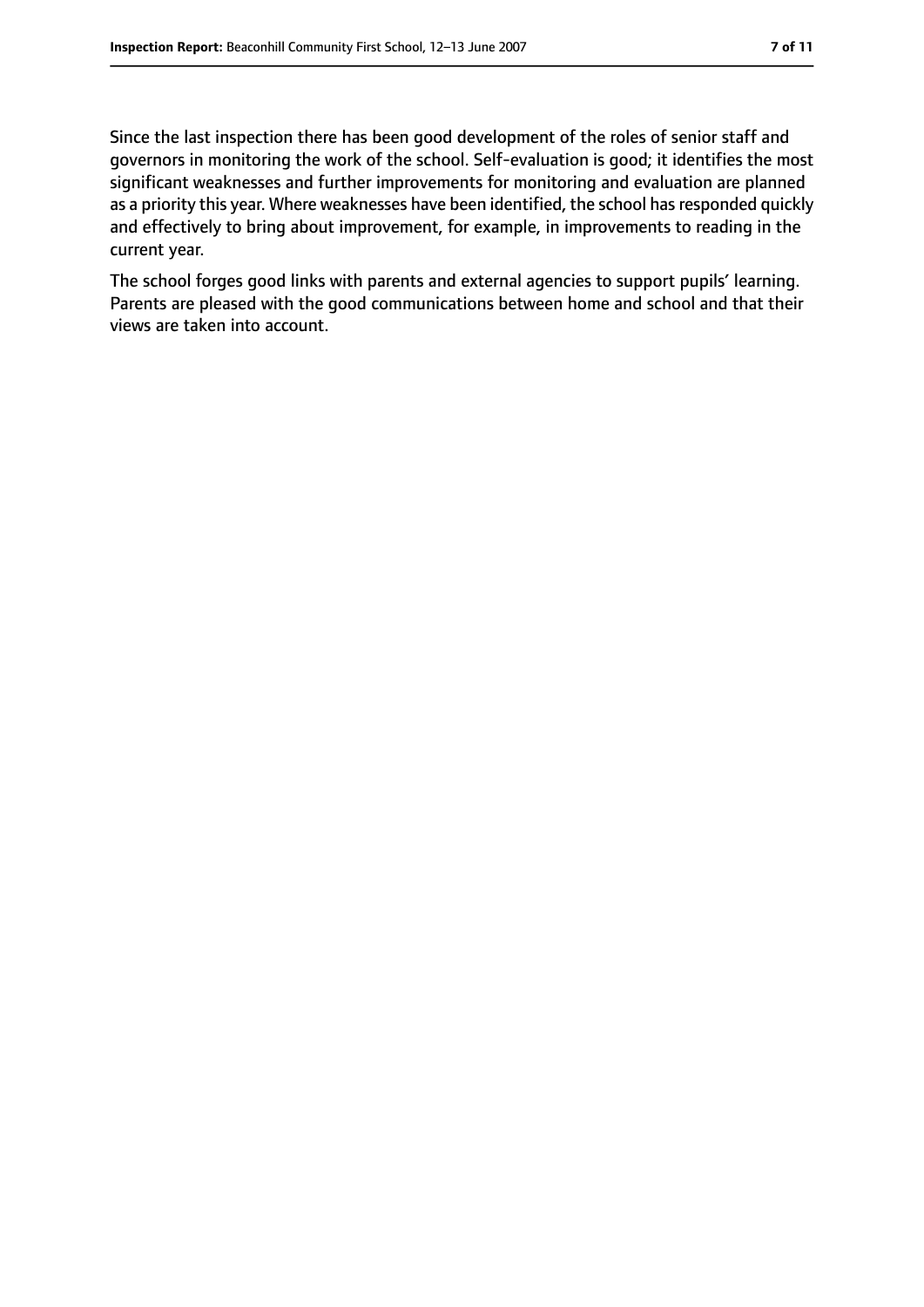Since the last inspection there has been good development of the roles of senior staff and governors in monitoring the work of the school. Self-evaluation is good; it identifies the most significant weaknesses and further improvements for monitoring and evaluation are planned as a priority this year. Where weaknesses have been identified, the school has responded quickly and effectively to bring about improvement, for example, in improvements to reading in the current year.

The school forges good links with parents and external agencies to support pupils' learning. Parents are pleased with the good communications between home and school and that their views are taken into account.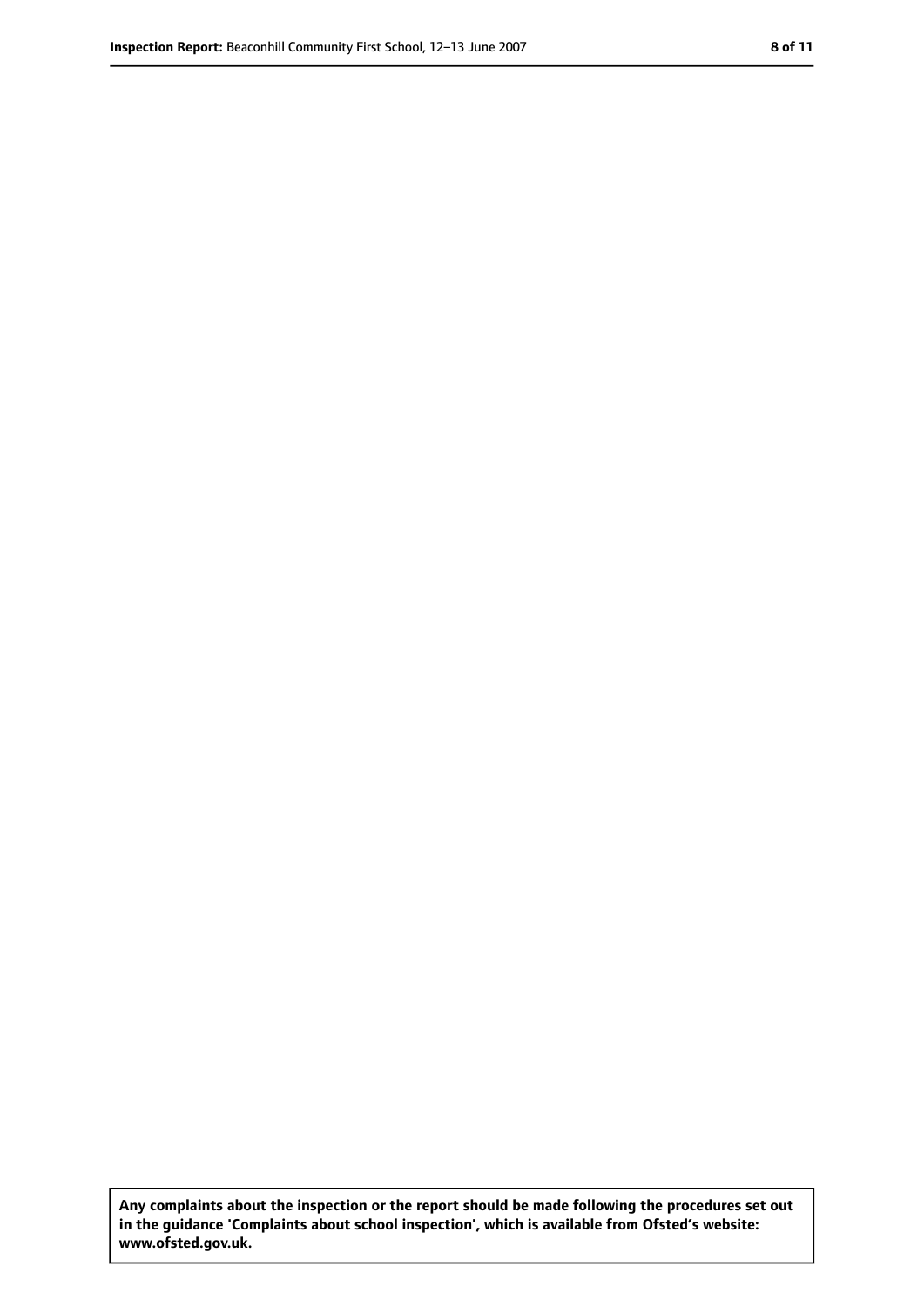**Any complaints about the inspection or the report should be made following the procedures set out in the guidance 'Complaints about school inspection', which is available from Ofsted's website: www.ofsted.gov.uk.**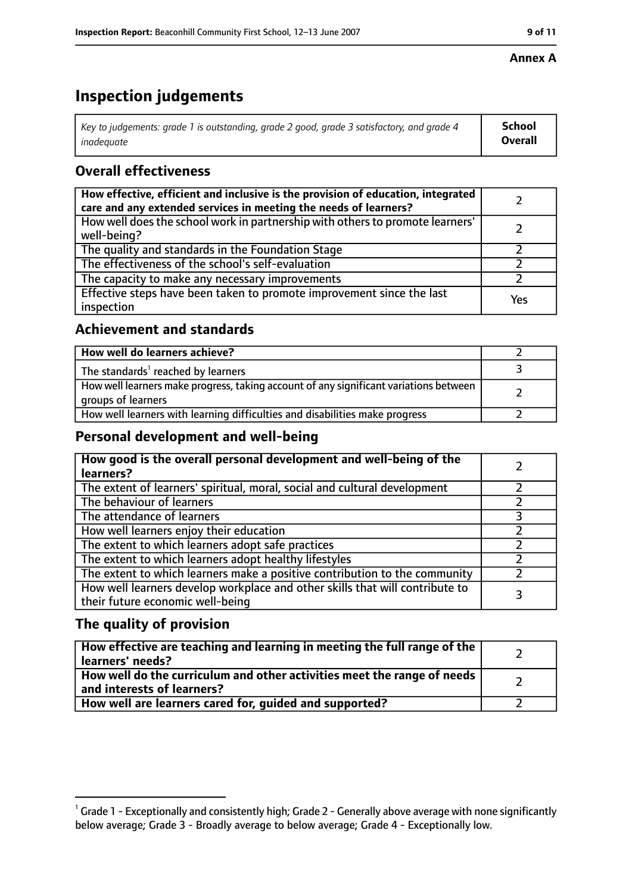**Annex A**

# Inspection judgements

| *Key to judgements: grade 1 is outstanding, grade 2 good, grade 3 satisfactory, and grade 4 inadequate* | **School Overall** |
|---|---|

## Overall effectiveness

| | |
|---|---|
| **How effective, efficient and inclusive is the provision of education, integrated care and any extended services in meeting the needs of learners?** | 2 |
| How well does the school work in partnership with others to promote learners' well-being? | 2 |
| The quality and standards in the Foundation Stage | 2 |
| The effectiveness of the school's self-evaluation | 2 |
| The capacity to make any necessary improvements | 2 |
| Effective steps have been taken to promote improvement since the last inspection | Yes |

## Achievement and standards

| | |
|---|---|
| **How well do learners achieve?** | 2 |
| The standards[1] reached by learners | 3 |
| How well learners make progress, taking account of any significant variations between groups of learners | 2 |
| How well learners with learning difficulties and disabilities make progress | 2 |

## Personal development and well-being

| | |
|---|---|
| **How good is the overall personal development and well-being of the learners?** | 2 |
| The extent of learners' spiritual, moral, social and cultural development | 2 |
| The behaviour of learners | 2 |
| The attendance of learners | 3 |
| How well learners enjoy their education | 2 |
| The extent to which learners adopt safe practices | 2 |
| The extent to which learners adopt healthy lifestyles | 2 |
| The extent to which learners make a positive contribution to the community | 2 |
| How well learners develop workplace and other skills that will contribute to their future economic well-being | 3 |

## The quality of provision

| | |
|---|---|
| **How effective are teaching and learning in meeting the full range of the learners' needs?** | 2 |
| **How well do the curriculum and other activities meet the range of needs and interests of learners?** | 2 |
| **How well are learners cared for, guided and supported?** | 2 |

[1] Grade 1 - Exceptionally and consistently high; Grade 2 - Generally above average with none significantly below average; Grade 3 - Broadly average to below average; Grade 4 - Exceptionally low.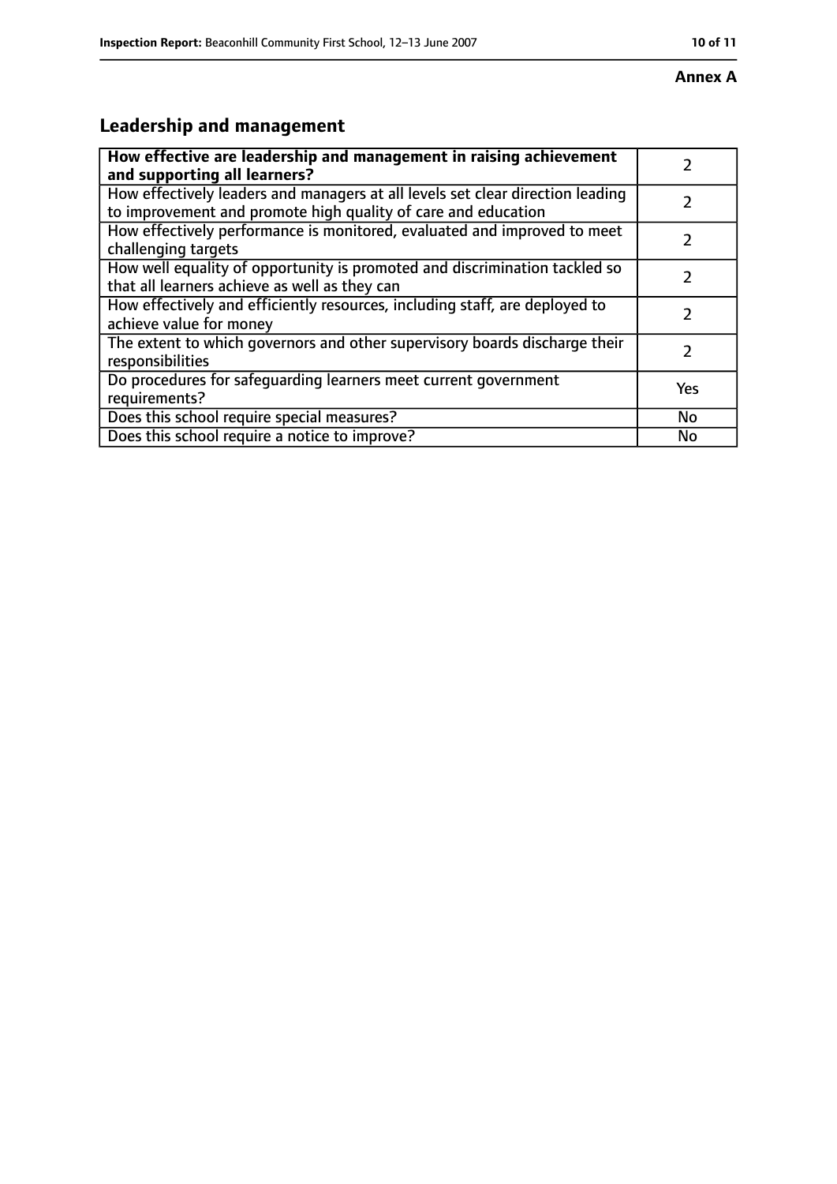**Annex A**

## Leadership and management

| **How effective are leadership and management in raising achievement and supporting all learners?** | 2 |
|---|---|
| How effectively leaders and managers at all levels set clear direction leading to improvement and promote high quality of care and education | 2 |
| How effectively performance is monitored, evaluated and improved to meet challenging targets | 2 |
| How well equality of opportunity is promoted and discrimination tackled so that all learners achieve as well as they can | 2 |
| How effectively and efficiently resources, including staff, are deployed to achieve value for money | 2 |
| The extent to which governors and other supervisory boards discharge their responsibilities | 2 |
| Do procedures for safeguarding learners meet current government requirements? | Yes |
| Does this school require special measures? | No |
| Does this school require a notice to improve? | No |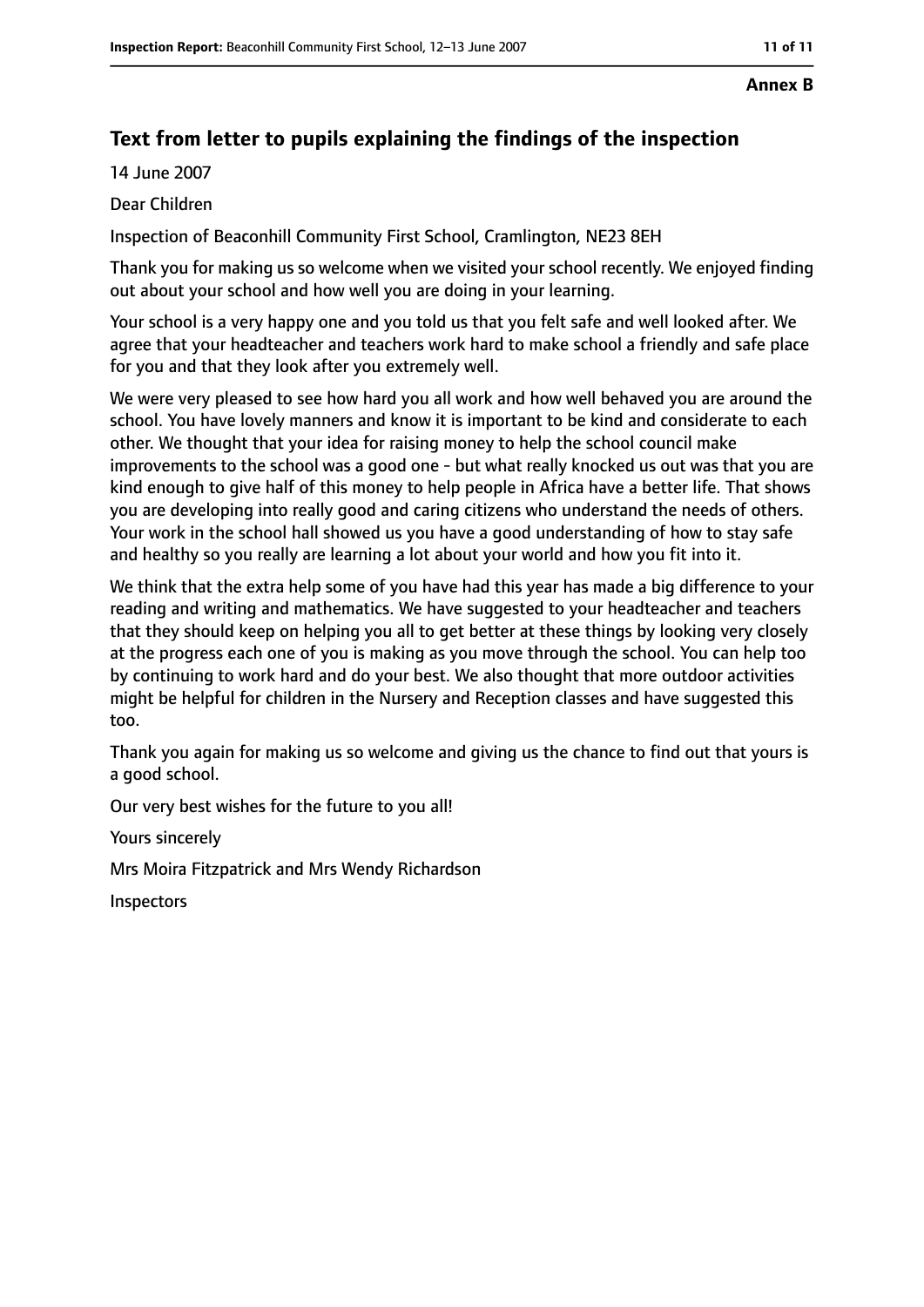**Annex B**

## Text from letter to pupils explaining the findings of the inspection

14 June 2007

Dear Children

Inspection of Beaconhill Community First School, Cramlington, NE23 8EH

Thank you for making us so welcome when we visited your school recently. We enjoyed finding out about your school and how well you are doing in your learning.

Your school is a very happy one and you told us that you felt safe and well looked after. We agree that your headteacher and teachers work hard to make school a friendly and safe place for you and that they look after you extremely well.

We were very pleased to see how hard you all work and how well behaved you are around the school. You have lovely manners and know it is important to be kind and considerate to each other. We thought that your idea for raising money to help the school council make improvements to the school was a good one - but what really knocked us out was that you are kind enough to give half of this money to help people in Africa have a better life. That shows you are developing into really good and caring citizens who understand the needs of others. Your work in the school hall showed us you have a good understanding of how to stay safe and healthy so you really are learning a lot about your world and how you fit into it.

We think that the extra help some of you have had this year has made a big difference to your reading and writing and mathematics. We have suggested to your headteacher and teachers that they should keep on helping you all to get better at these things by looking very closely at the progress each one of you is making as you move through the school. You can help too by continuing to work hard and do your best. We also thought that more outdoor activities might be helpful for children in the Nursery and Reception classes and have suggested this too.

Thank you again for making us so welcome and giving us the chance to find out that yours is a good school.

Our very best wishes for the future to you all!

Yours sincerely

Mrs Moira Fitzpatrick and Mrs Wendy Richardson

Inspectors